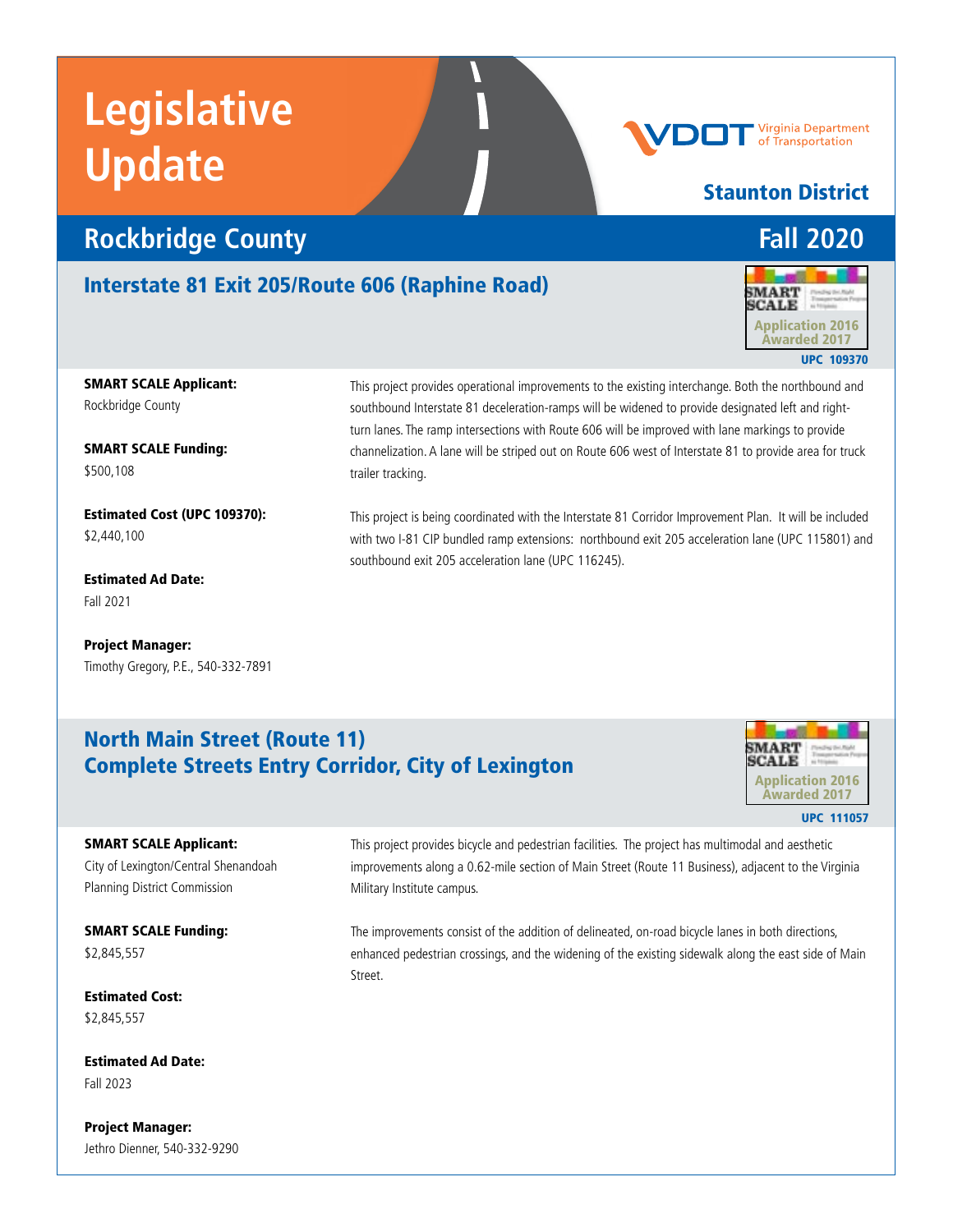# Legislative Update

**Staunton District**

## Rockbridge County — Fall 2020

### Interstate 81 Exit 205/Route 606 (Raphine Road)

SMART SCALE Application 2016 Awarded 2017

UPC 109370

**SMART SCALE Applicant:**
Rockbridge County

**SMART SCALE Funding:**
$500,108

**Estimated Cost (UPC 109370):**
$2,440,100

**Estimated Ad Date:**
Fall 2021

**Project Manager:**
Timothy Gregory, P.E., 540-332-7891

This project provides operational improvements to the existing interchange. Both the northbound and southbound Interstate 81 deceleration-ramps will be widened to provide designated left and right-turn lanes. The ramp intersections with Route 606 will be improved with lane markings to provide channelization. A lane will be striped out on Route 606 west of Interstate 81 to provide area for truck trailer tracking.

This project is being coordinated with the Interstate 81 Corridor Improvement Plan. It will be included with two I-81 CIP bundled ramp extensions: northbound exit 205 acceleration lane (UPC 115801) and southbound exit 205 acceleration lane (UPC 116245).

### North Main Street (Route 11) Complete Streets Entry Corridor, City of Lexington

SMART SCALE Application 2016 Awarded 2017

UPC 111057

**SMART SCALE Applicant:**
City of Lexington/Central Shenandoah Planning District Commission

**SMART SCALE Funding:**
$2,845,557

**Estimated Cost:**
$2,845,557

**Estimated Ad Date:**
Fall 2023

**Project Manager:**
Jethro Dienner, 540-332-9290

This project provides bicycle and pedestrian facilities. The project has multimodal and aesthetic improvements along a 0.62-mile section of Main Street (Route 11 Business), adjacent to the Virginia Military Institute campus.

The improvements consist of the addition of delineated, on-road bicycle lanes in both directions, enhanced pedestrian crossings, and the widening of the existing sidewalk along the east side of Main Street.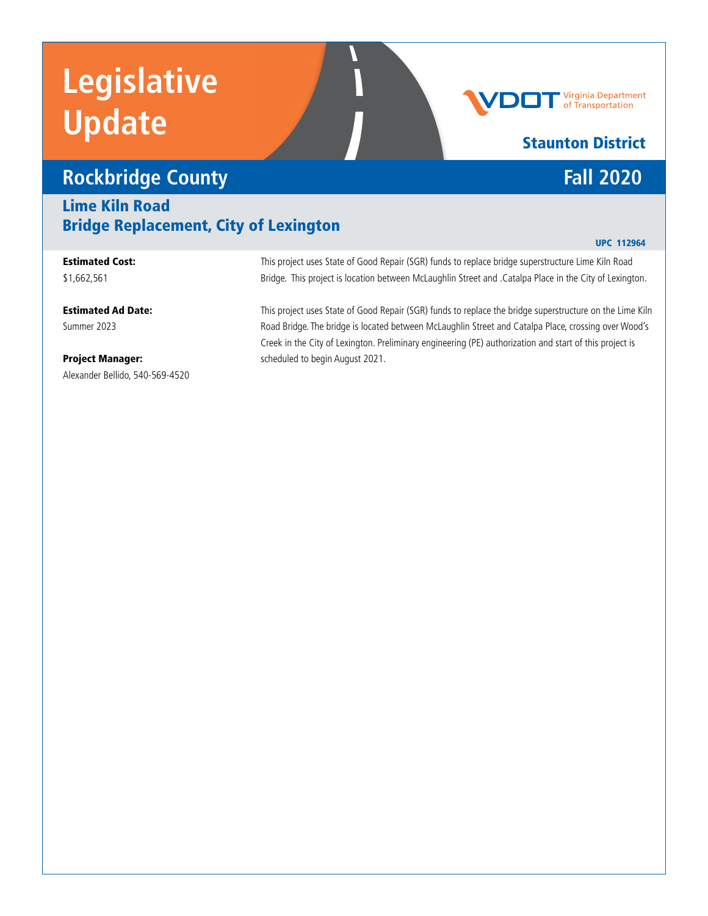# Legislative Update

Virginia Department of Transportation

## Staunton District

## Rockbridge County

## Fall 2020

### Lime Kiln Road
### Bridge Replacement, City of Lexington

**UPC 112964**

**Estimated Cost:**
$1,662,561

**Estimated Ad Date:**
Summer 2023

**Project Manager:**
Alexander Bellido, 540-569-4520

This project uses State of Good Repair (SGR) funds to replace bridge superstructure Lime Kiln Road Bridge. This project is location between McLaughlin Street and .Catalpa Place in the City of Lexington.

This project uses State of Good Repair (SGR) funds to replace the bridge superstructure on the Lime Kiln Road Bridge. The bridge is located between McLaughlin Street and Catalpa Place, crossing over Wood's Creek in the City of Lexington. Preliminary engineering (PE) authorization and start of this project is scheduled to begin August 2021.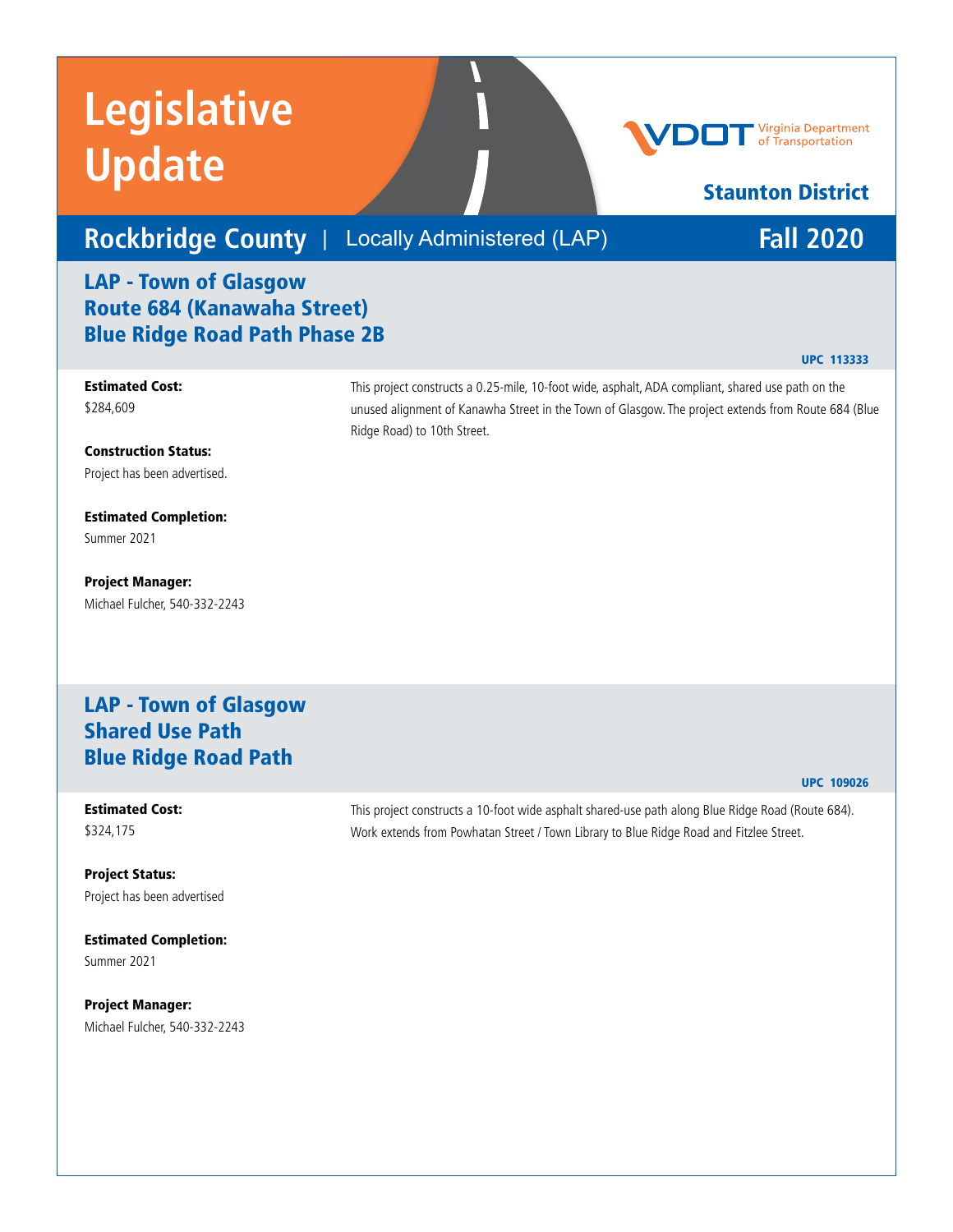# Legislative Update

VDOT Virginia Department of Transportation

**Staunton District**

## Rockbridge County | Locally Administered (LAP) Fall 2020

### LAP - Town of Glasgow
### Route 684 (Kanawaha Street)
### Blue Ridge Road Path Phase 2B

**UPC 113333**

**Estimated Cost:**
$284,609

This project constructs a 0.25-mile, 10-foot wide, asphalt, ADA compliant, shared use path on the unused alignment of Kanawha Street in the Town of Glasgow. The project extends from Route 684 (Blue Ridge Road) to 10th Street.

**Construction Status:**
Project has been advertised.

**Estimated Completion:**
Summer 2021

**Project Manager:**
Michael Fulcher, 540-332-2243

### LAP - Town of Glasgow
### Shared Use Path
### Blue Ridge Road Path

**UPC 109026**

**Estimated Cost:**
$324,175

This project constructs a 10-foot wide asphalt shared-use path along Blue Ridge Road (Route 684). Work extends from Powhatan Street / Town Library to Blue Ridge Road and Fitzlee Street.

**Project Status:**
Project has been advertised

**Estimated Completion:**
Summer 2021

**Project Manager:**
Michael Fulcher, 540-332-2243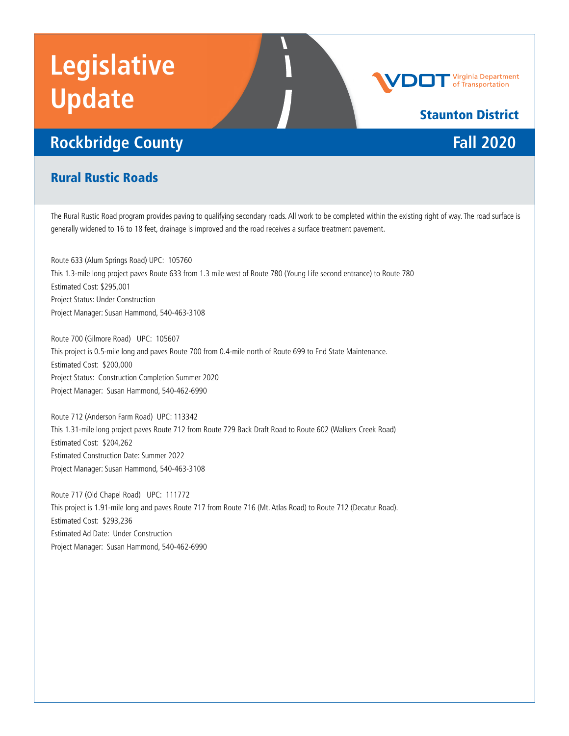# Legislative Update

Virginia Department of Transportation

## Staunton District

## Rockbridge County

## Fall 2020

### Rural Rustic Roads

The Rural Rustic Road program provides paving to qualifying secondary roads. All work to be completed within the existing right of way. The road surface is generally widened to 16 to 18 feet, drainage is improved and the road receives a surface treatment pavement.

Route 633 (Alum Springs Road) UPC: 105760
This 1.3-mile long project paves Route 633 from 1.3 mile west of Route 780 (Young Life second entrance) to Route 780
Estimated Cost: $295,001
Project Status: Under Construction
Project Manager: Susan Hammond, 540-463-3108

Route 700 (Gilmore Road) UPC: 105607
This project is 0.5-mile long and paves Route 700 from 0.4-mile north of Route 699 to End State Maintenance.
Estimated Cost: $200,000
Project Status: Construction Completion Summer 2020
Project Manager: Susan Hammond, 540-462-6990

Route 712 (Anderson Farm Road) UPC: 113342
This 1.31-mile long project paves Route 712 from Route 729 Back Draft Road to Route 602 (Walkers Creek Road)
Estimated Cost: $204,262
Estimated Construction Date: Summer 2022
Project Manager: Susan Hammond, 540-463-3108

Route 717 (Old Chapel Road) UPC: 111772
This project is 1.91-mile long and paves Route 717 from Route 716 (Mt. Atlas Road) to Route 712 (Decatur Road).
Estimated Cost: $293,236
Estimated Ad Date: Under Construction
Project Manager: Susan Hammond, 540-462-6990